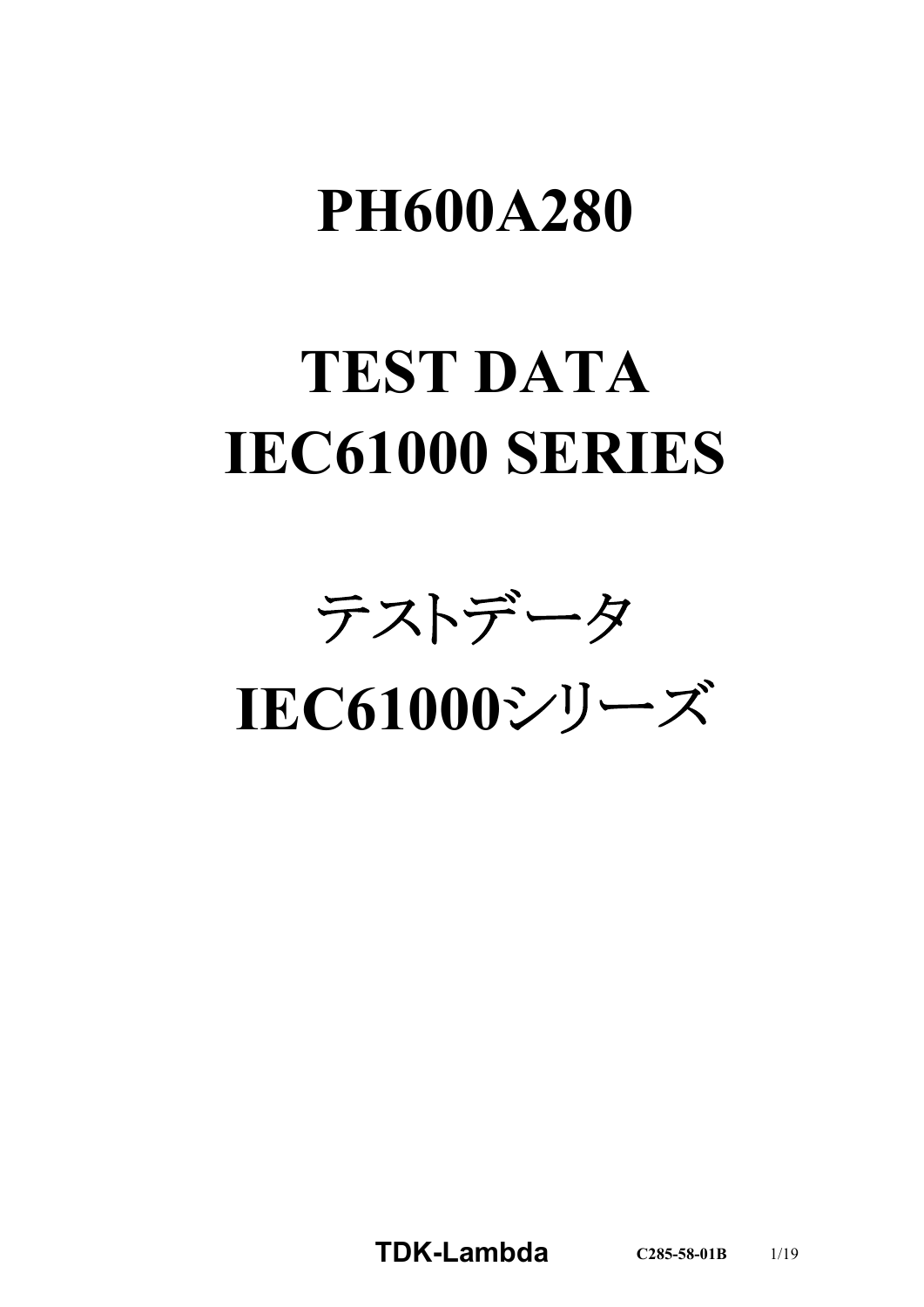# PH600A280

# TEST DATA
# IEC61000 SERIES

# テストデータ
# IEC61000シリーズ

**TDK-Lambda** C285-58-01B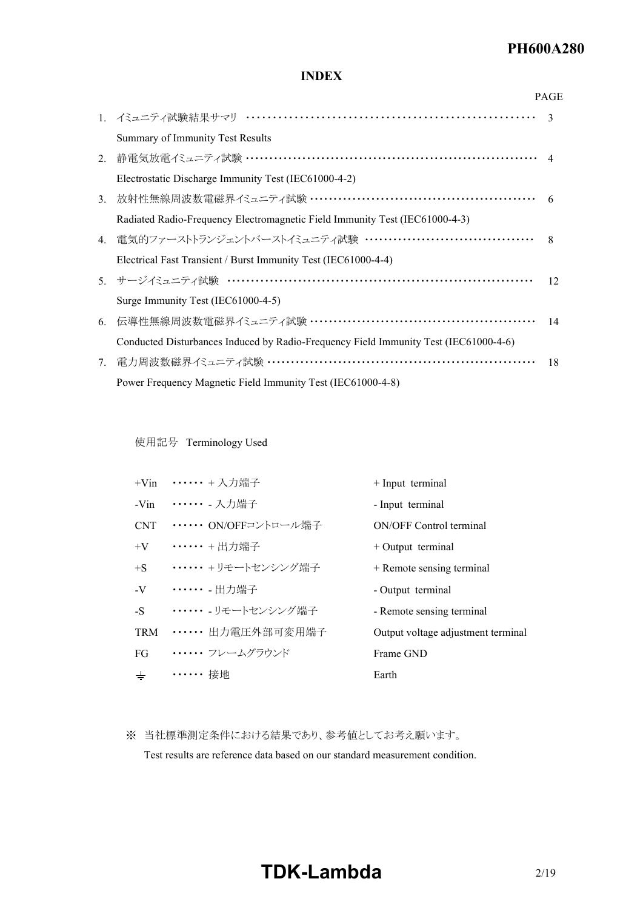## INDEX

| | | PAGE |
|---|---|---|
| 1. | イミュニティ試験結果サマリ<br>Summary of Immunity Test Results | 3 |
| 2. | 静電気放電イミュニティ試験<br>Electrostatic Discharge Immunity Test (IEC61000-4-2) | 4 |
| 3. | 放射性無線周波数電磁界イミュニティ試験<br>Radiated Radio-Frequency Electromagnetic Field Immunity Test (IEC61000-4-3) | 6 |
| 4. | 電気的ファーストトランジェントバーストイミュニティ試験<br>Electrical Fast Transient / Burst Immunity Test (IEC61000-4-4) | 8 |
| 5. | サージイミュニティ試験<br>Surge Immunity Test (IEC61000-4-5) | 12 |
| 6. | 伝導性無線周波数電磁界イミュニティ試験<br>Conducted Disturbances Induced by Radio-Frequency Field Immunity Test (IEC61000-4-6) | 14 |
| 7. | 電力周波数磁界イミュニティ試験<br>Power Frequency Magnetic Field Immunity Test (IEC61000-4-8) | 18 |

使用記号　Terminology Used

| Symbol | 日本語 | English |
|---|---|---|
| +Vin | ＋入力端子 | + Input terminal |
| -Vin | - 入力端子 | - Input terminal |
| CNT | ON/OFFコントロール端子 | ON/OFF Control terminal |
| +V | ＋出力端子 | + Output terminal |
| +S | ＋リモートセンシング端子 | + Remote sensing terminal |
| -V | - 出力端子 | - Output terminal |
| -S | - リモートセンシング端子 | - Remote sensing terminal |
| TRM | 出力電圧外部可変用端子 | Output voltage adjustment terminal |
| FG | フレームグラウンド | Frame GND |
| ⏚ | 接地 | Earth |

※ 当社標準測定条件における結果であり、参考値としてお考え願います。
Test results are reference data based on our standard measurement condition.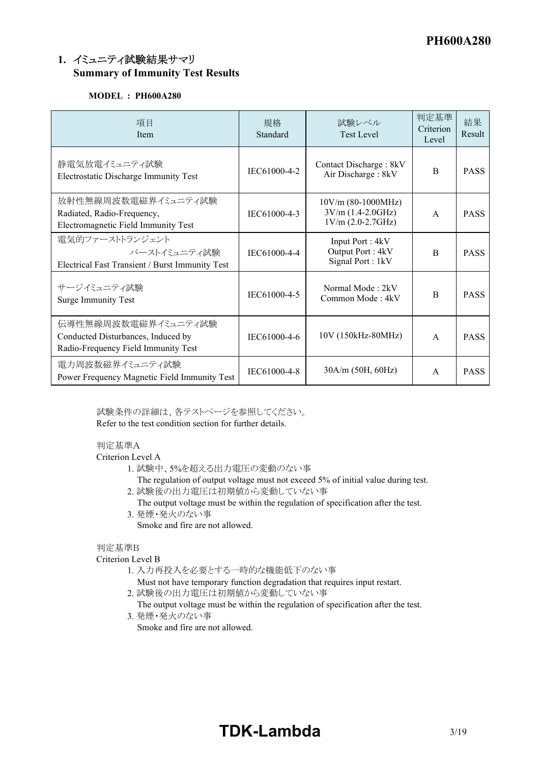## 1. イミュニティ試験結果サマリ Summary of Immunity Test Results

**MODEL : PH600A280**

| 項目 Item | 規格 Standard | 試験レベル Test Level | 判定基準 Criterion Level | 結果 Result |
|---|---|---|---|---|
| 静電気放電イミュニティ試験 Electrostatic Discharge Immunity Test | IEC61000-4-2 | Contact Discharge : 8kV Air Discharge : 8kV | B | PASS |
| 放射性無線周波数電磁界イミュニティ試験 Radiated, Radio-Frequency, Electromagnetic Field Immunity Test | IEC61000-4-3 | 10V/m (80-1000MHz) 3V/m (1.4-2.0GHz) 1V/m (2.0-2.7GHz) | A | PASS |
| 電気的ファーストトランジェント バーストイミュニティ試験 Electrical Fast Transient / Burst Immunity Test | IEC61000-4-4 | Input Port : 4kV Output Port : 4kV Signal Port : 1kV | B | PASS |
| サージイミュニティ試験 Surge Immunity Test | IEC61000-4-5 | Normal Mode : 2kV Common Mode : 4kV | B | PASS |
| 伝導性無線周波数電磁界イミュニティ試験 Conducted Disturbances, Induced by Radio-Frequency Field Immunity Test | IEC61000-4-6 | 10V (150kHz-80MHz) | A | PASS |
| 電力周波数磁界イミュニティ試験 Power Frequency Magnetic Field Immunity Test | IEC61000-4-8 | 30A/m (50H, 60Hz) | A | PASS |

試験条件の詳細は、各テストページを参照してください。
Refer to the test condition section for further details.

判定基準A
Criterion Level A

1. 試験中、5%を超える出力電圧の変動のない事
   The regulation of output voltage must not exceed 5% of initial value during test.
2. 試験後の出力電圧は初期値から変動していない事
   The output voltage must be within the regulation of specification after the test.
3. 発煙・発火のない事
   Smoke and fire are not allowed.

判定基準B
Criterion Level B

1. 入力再投入を必要とする一時的な機能低下のない事
   Must not have temporary function degradation that requires input restart.
2. 試験後の出力電圧は初期値から変動していない事
   The output voltage must be within the regulation of specification after the test.
3. 発煙・発火のない事
   Smoke and fire are not allowed.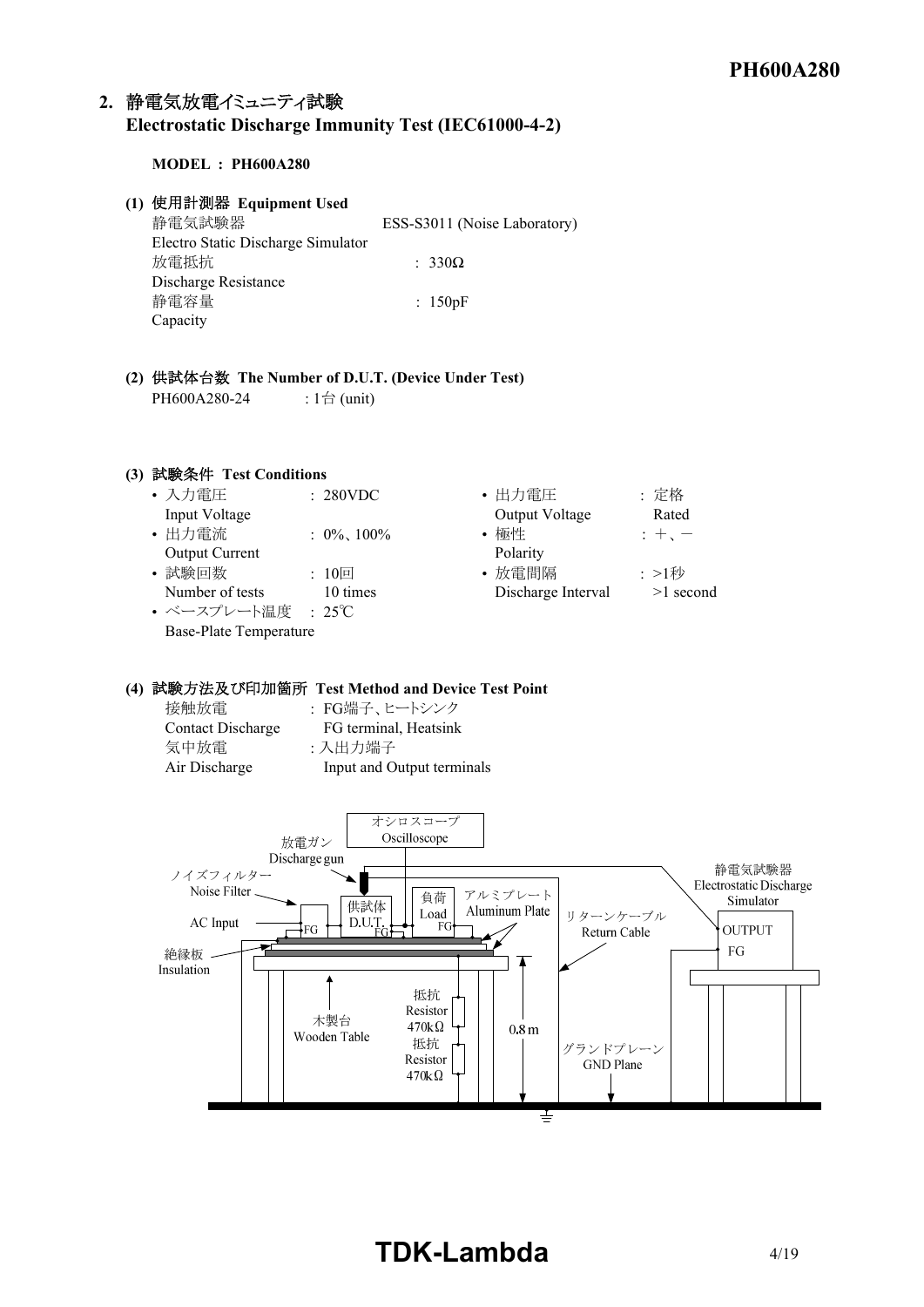## 2. 静電気放電イミュニティ試験 Electrostatic Discharge Immunity Test (IEC61000-4-2)

**MODEL : PH600A280**

**(1) 使用計測器 Equipment Used**

| | |
|---|---|
| 静電気試験器 Electro Static Discharge Simulator | ESS-S3011 (Noise Laboratory) |
| 放電抵抗 Discharge Resistance | : 330Ω |
| 静電容量 Capacity | : 150pF |

**(2) 供試体台数 The Number of D.U.T. (Device Under Test)**

PH600A280-24　　: 1台 (unit)

**(3) 試験条件 Test Conditions**

- 入力電圧 Input Voltage : 280VDC
- 出力電流 Output Current : 0%、100%
- 試験回数 Number of tests : 10回 10 times
- ベースプレート温度 Base-Plate Temperature : 25℃
- 出力電圧 Output Voltage : 定格 Rated
- 極性 Polarity : +、−
- 放電間隔 Discharge Interval : >1秒 >1 second

**(4) 試験方法及び印加箇所 Test Method and Device Test Point**

| | |
|---|---|
| 接触放電 Contact Discharge | : FG端子、ヒートシンク FG terminal, Heatsink |
| 気中放電 Air Discharge | : 入出力端子 Input and Output terminals |

オシロスコープ Oscilloscope
放電ガン Discharge gun
ノイズフィルター Noise Filter
AC Input
FG
供試体 D.U.T.
負荷 Load
アルミプレート Aluminum Plate
リターンケーブル Return Cable
静電気試験器 Electrostatic Discharge Simulator
OUTPUT
絶縁板 Insulation
木製台 Wooden Table
抵抗 Resistor 470kΩ
抵抗 Resistor 470kΩ
0.8m
グランドプレーン GND Plane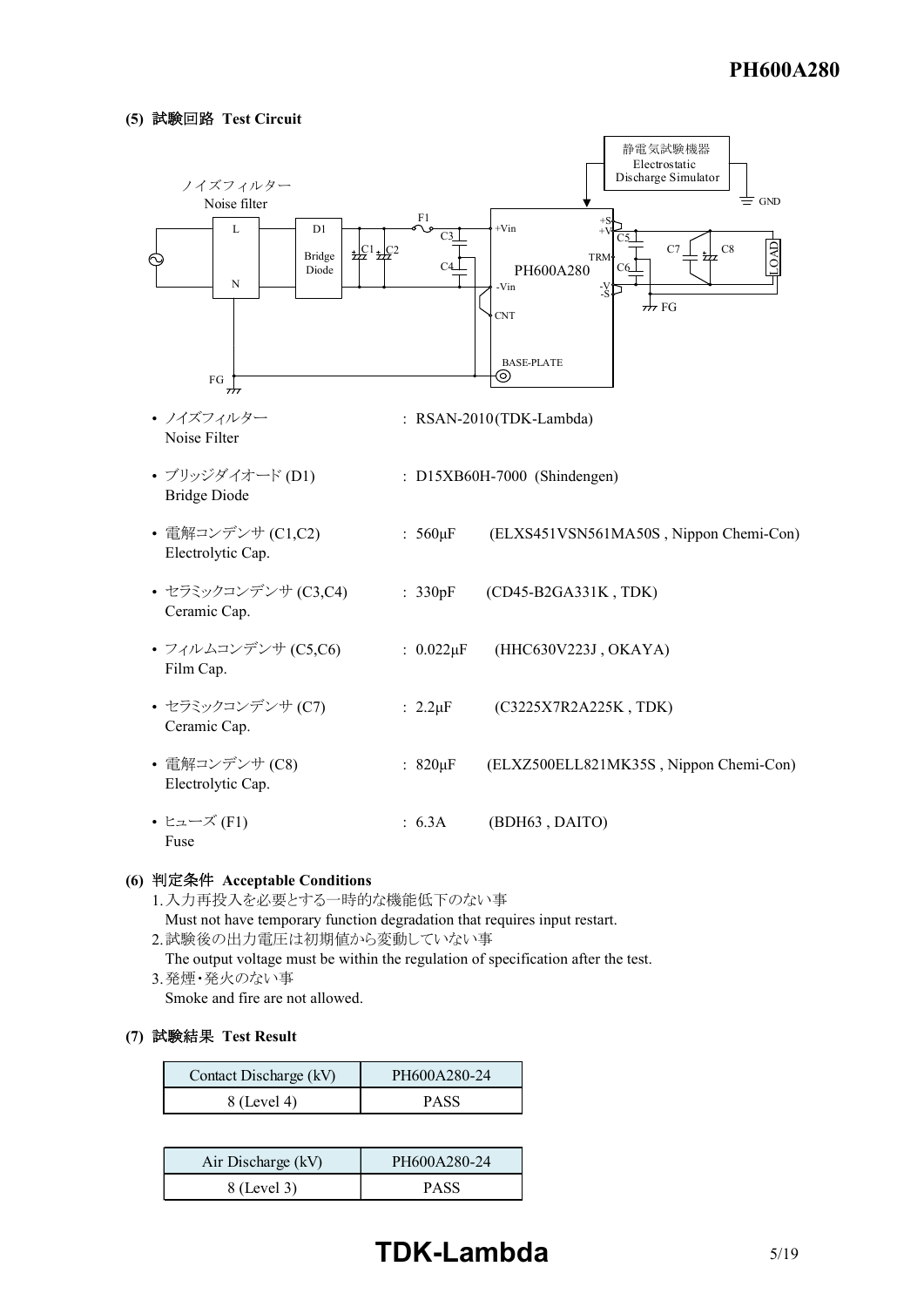**(5) 試験回路 Test Circuit**

- ノイズフィルター : RSAN-2010(TDK-Lambda)
  Noise Filter
- ブリッジダイオード (D1) : D15XB60H-7000 (Shindengen)
  Bridge Diode
- 電解コンデンサ (C1,C2) : 560μF (ELXS451VSN561MA50S , Nippon Chemi-Con)
  Electrolytic Cap.
- セラミックコンデンサ (C3,C4) : 330pF (CD45-B2GA331K , TDK)
  Ceramic Cap.
- フィルムコンデンサ (C5,C6) : 0.022μF (HHC630V223J , OKAYA)
  Film Cap.
- セラミックコンデンサ (C7) : 2.2μF (C3225X7R2A225K , TDK)
  Ceramic Cap.
- 電解コンデンサ (C8) : 820μF (ELXZ500ELL821MK35S , Nippon Chemi-Con)
  Electrolytic Cap.
- ヒューズ (F1) : 6.3A (BDH63 , DAITO)
  Fuse

**(6) 判定条件 Acceptable Conditions**

1. 入力再投入を必要とする一時的な機能低下のない事
   Must not have temporary function degradation that requires input restart.
2. 試験後の出力電圧は初期値から変動していない事
   The output voltage must be within the regulation of specification after the test.
3. 発煙・発火のない事
   Smoke and fire are not allowed.

**(7) 試験結果 Test Result**

| Contact Discharge (kV) | PH600A280-24 |
|---|---|
| 8 (Level 4) | PASS |

| Air Discharge (kV) | PH600A280-24 |
|---|---|
| 8 (Level 3) | PASS |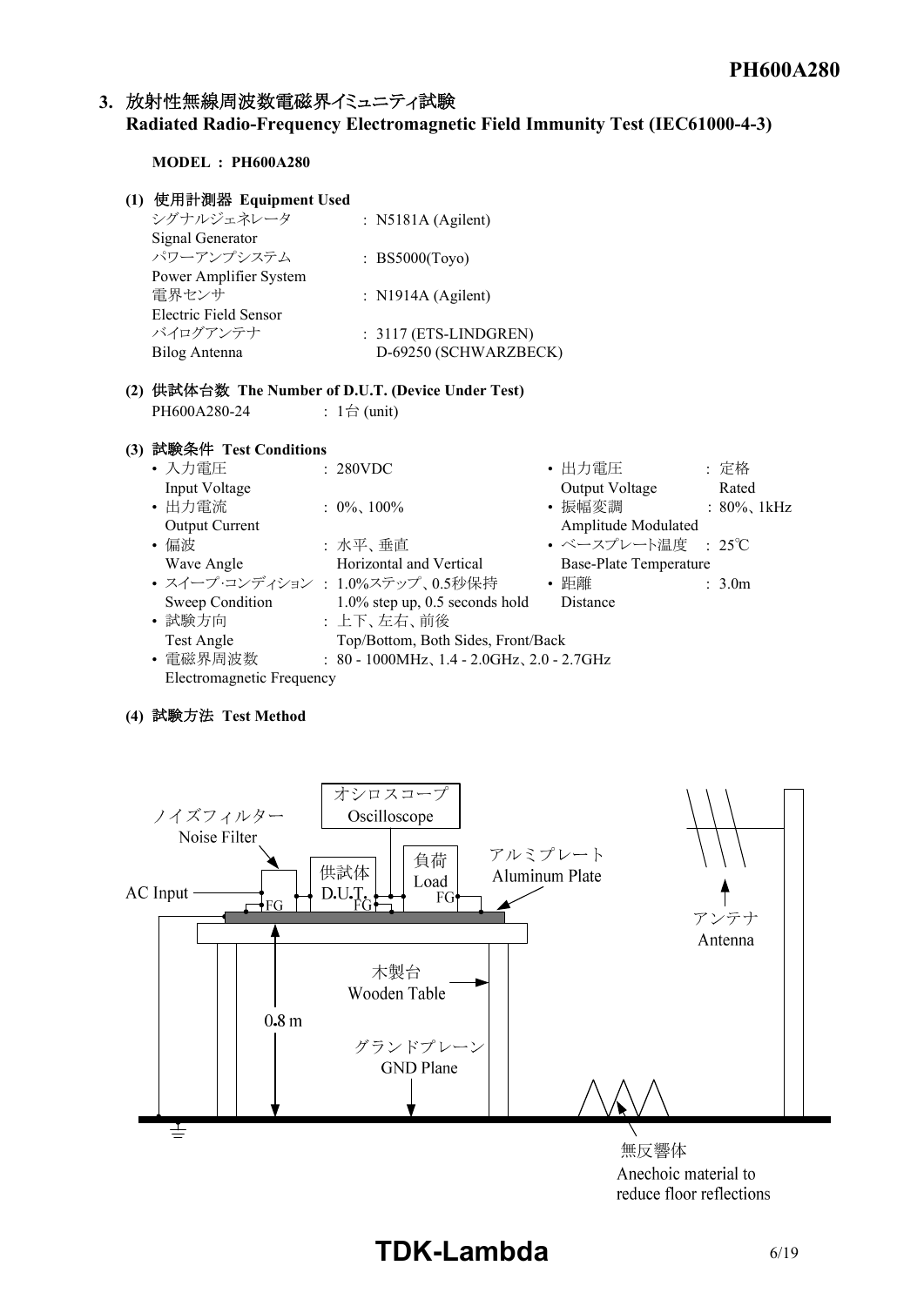## 3. 放射性無線周波数電磁界イミュニティ試験 Radiated Radio-Frequency Electromagnetic Field Immunity Test (IEC61000-4-3)

**MODEL : PH600A280**

**(1) 使用計測器 Equipment Used**

| | |
|---|---|
| シグナルジェネレータ Signal Generator | : N5181A (Agilent) |
| パワーアンプシステム Power Amplifier System | : BS5000(Toyo) |
| 電界センサ Electric Field Sensor | : N1914A (Agilent) |
| バイログアンテナ Bilog Antenna | : 3117 (ETS-LINDGREN) D-69250 (SCHWARZBECK) |

**(2) 供試体台数 The Number of D.U.T. (Device Under Test)**

PH600A280-24 : 1台 (unit)

**(3) 試験条件 Test Conditions**

- 入力電圧 Input Voltage : 280VDC
- 出力電圧 Output Voltage : 定格 Rated
- 出力電流 Output Current : 0%、100%
- 振幅変調 Amplitude Modulated : 80%、1kHz
- 偏波 Wave Angle : 水平、垂直 Horizontal and Vertical
- ベースプレート温度 Base-Plate Temperature : 25℃
- スイープ･コンディション Sweep Condition : 1.0%ステップ、0.5秒保持 1.0% step up, 0.5 seconds hold
- 距離 Distance : 3.0m
- 試験方向 Test Angle : 上下、左右、前後 Top/Bottom, Both Sides, Front/Back
- 電磁界周波数 Electromagnetic Frequency : 80 - 1000MHz、1.4 - 2.0GHz、2.0 - 2.7GHz

**(4) 試験方法 Test Method**

オシロスコープ Oscilloscope / ノイズフィルター Noise Filter / 供試体 D.U.T. / 負荷 Load / アルミプレート Aluminum Plate / AC Input / FG / アンテナ Antenna / 木製台 Wooden Table / 0.8 m / グランドプレーン GND Plane / 無反響体 Anechoic material to reduce floor reflections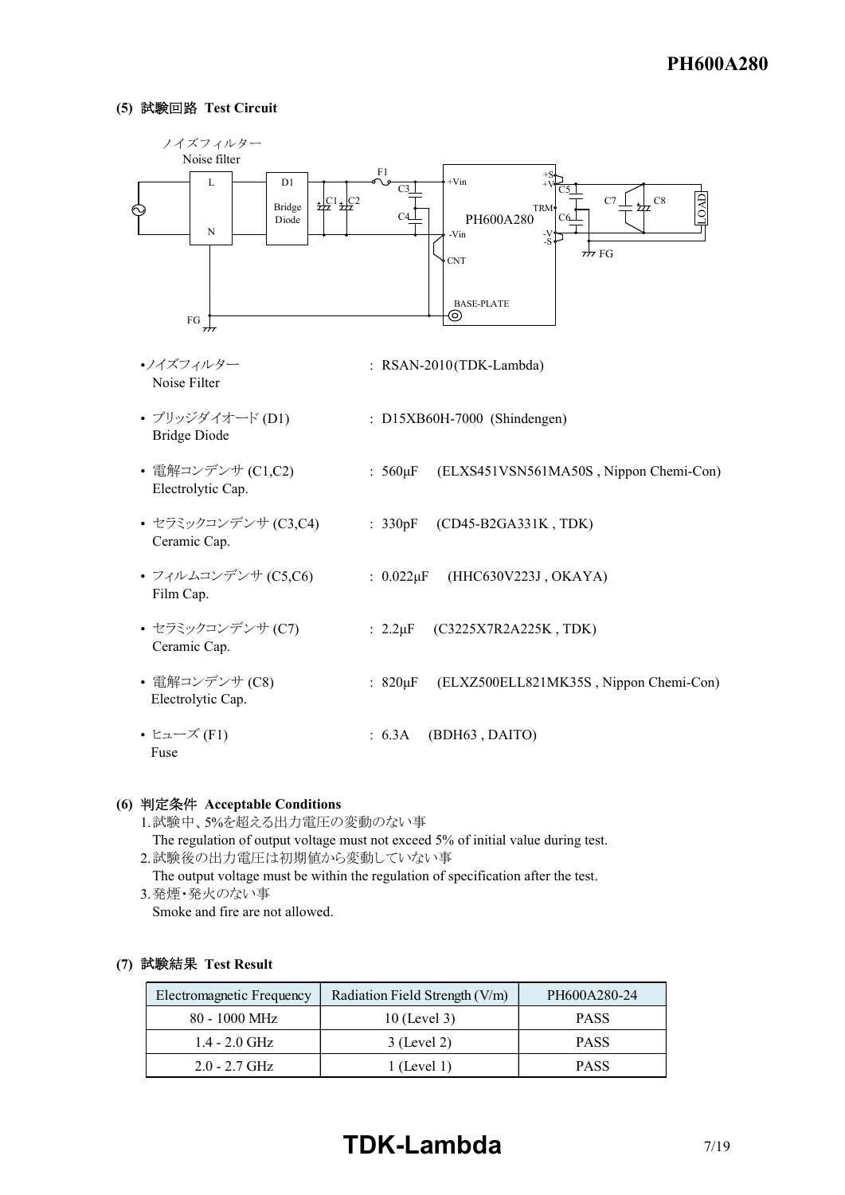### (5) 試験回路 Test Circuit

ノイズフィルター
Noise filter

- ノイズフィルター
  Noise Filter : RSAN-2010(TDK-Lambda)
- ブリッジダイオード (D1)
  Bridge Diode : D15XB60H-7000 (Shindengen)
- 電解コンデンサ (C1,C2)
  Electrolytic Cap. : 560μF (ELXS451VSN561MA50S , Nippon Chemi-Con)
- セラミックコンデンサ (C3,C4)
  Ceramic Cap. : 330pF (CD45-B2GA331K , TDK)
- フィルムコンデンサ (C5,C6)
  Film Cap. : 0.022μF (HHC630V223J , OKAYA)
- セラミックコンデンサ (C7)
  Ceramic Cap. : 2.2μF (C3225X7R2A225K , TDK)
- 電解コンデンサ (C8)
  Electrolytic Cap. : 820μF (ELXZ500ELL821MK35S , Nippon Chemi-Con)
- ヒューズ (F1)
  Fuse : 6.3A (BDH63 , DAITO)

### (6) 判定条件 Acceptable Conditions

1. 試験中、5%を超える出力電圧の変動のない事
   The regulation of output voltage must not exceed 5% of initial value during test.
2. 試験後の出力電圧は初期値から変動していない事
   The output voltage must be within the regulation of specification after the test.
3. 発煙・発火のない事
   Smoke and fire are not allowed.

### (7) 試験結果 Test Result

| Electromagnetic Frequency | Radiation Field Strength (V/m) | PH600A280-24 |
|---|---|---|
| 80 - 1000 MHz | 10 (Level 3) | PASS |
| 1.4 - 2.0 GHz | 3 (Level 2) | PASS |
| 2.0 - 2.7 GHz | 1 (Level 1) | PASS |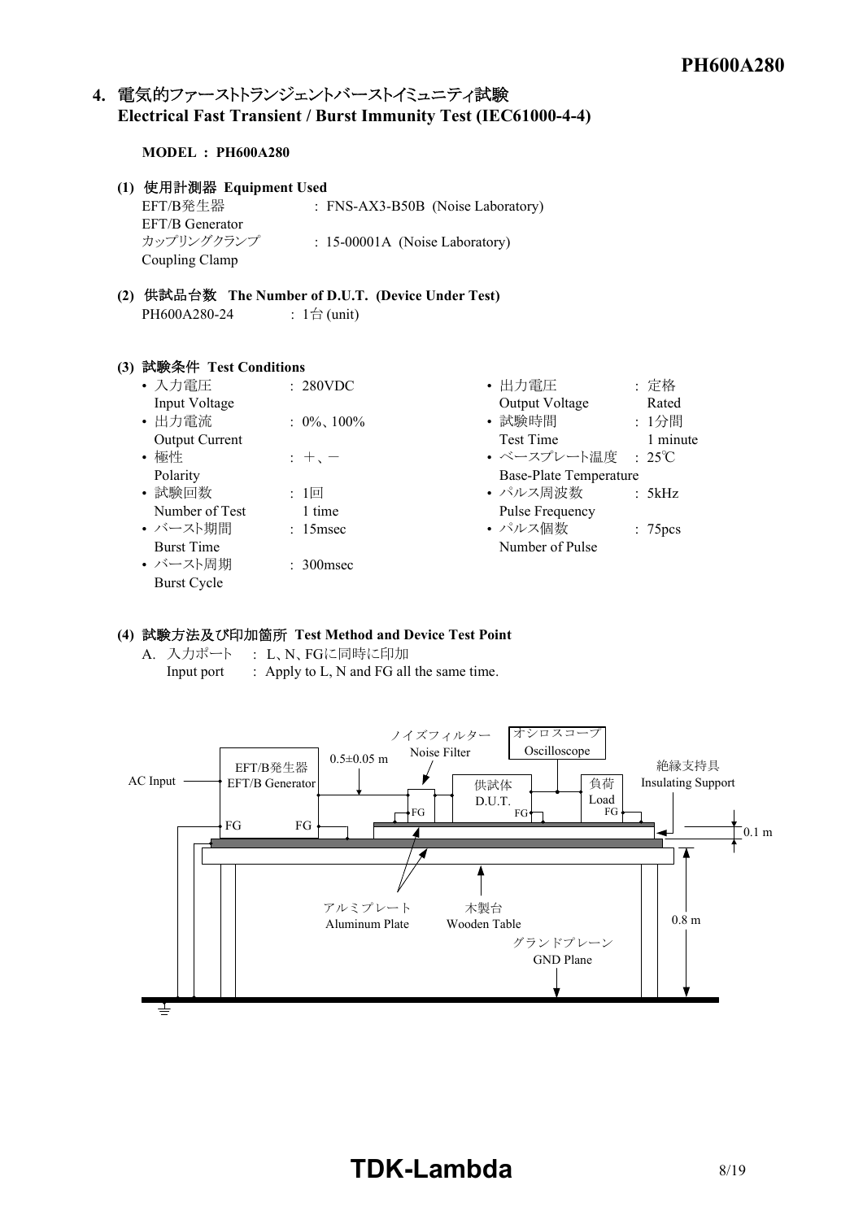## 4. 電気的ファーストトランジェントバーストイミュニティ試験 Electrical Fast Transient / Burst Immunity Test (IEC61000-4-4)

**MODEL : PH600A280**

**(1) 使用計測器 Equipment Used**

EFT/B発生器 EFT/B Generator : FNS-AX3-B50B (Noise Laboratory)

カップリングクランプ Coupling Clamp : 15-00001A (Noise Laboratory)

**(2) 供試品台数 The Number of D.U.T. (Device Under Test)**

PH600A280-24 : 1台 (unit)

**(3) 試験条件 Test Conditions**

- 入力電圧 Input Voltage : 280VDC
- 出力電流 Output Current : 0%、100%
- 極性 Polarity : +、−
- 試験回数 Number of Test : 1回 1 time
- バースト期間 Burst Time : 15msec
- バースト周期 Burst Cycle : 300msec
- 出力電圧 Output Voltage : 定格 Rated
- 試験時間 Test Time : 1分間 1 minute
- ベースプレート温度 Base-Plate Temperature : 25℃
- パルス周波数 Pulse Frequency : 5kHz
- パルス個数 Number of Pulse : 75pcs

**(4) 試験方法及び印加箇所 Test Method and Device Test Point**

A. 入力ポート : L、N、FGに同時に印加
Input port : Apply to L, N and FG all the same time.

AC Input, EFT/B発生器 EFT/B Generator, FG, FG, 0.5±0.05 m, ノイズフィルター Noise Filter, FG, オシロスコープ Oscilloscope, 供試体 D.U.T., FG, 負荷 Load, FG, 絶縁支持具 Insulating Support, 0.1 m, 0.8 m, アルミプレート Aluminum Plate, 木製台 Wooden Table, グランドプレーン GND Plane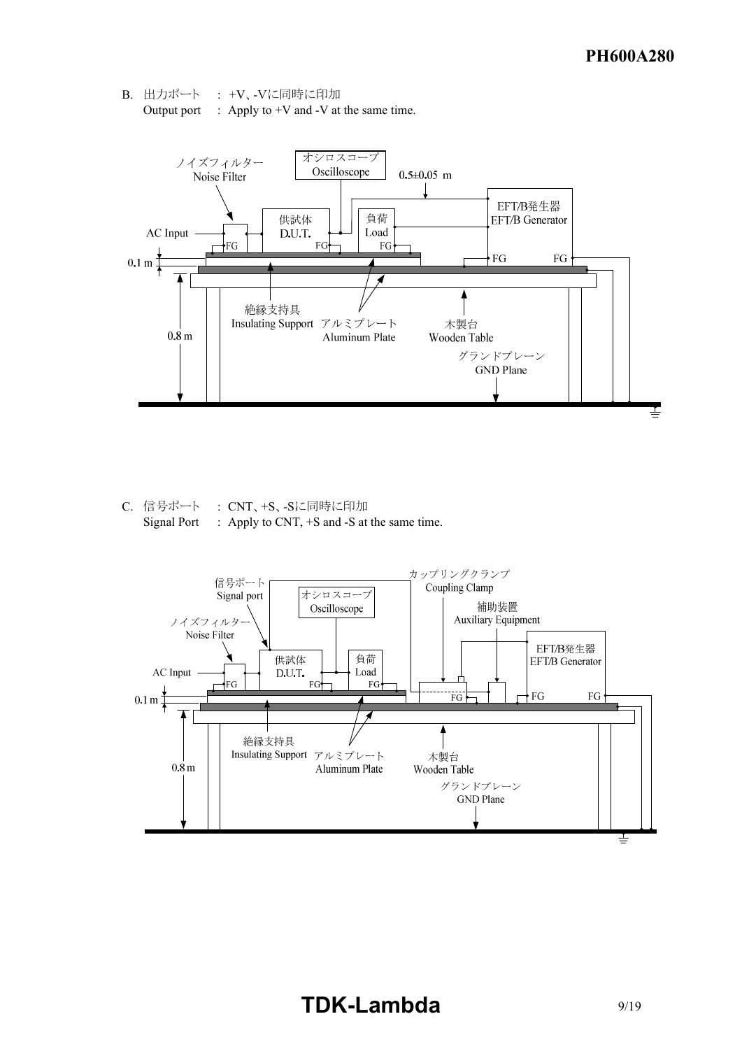B. 出力ポート　: +V、-Vに同時に印加
Output port　: Apply to +V and -V at the same time.

ノイズフィルター
Noise Filter

オシロスコープ
Oscilloscope

0.5±0.05 m

EFT/B発生器
EFT/B Generator

AC Input

供試体
D.U.T.

負荷
Load

FG

0.1 m

0.8 m

絶縁支持具
Insulating Support

アルミプレート
Aluminum Plate

木製台
Wooden Table

グランドプレーン
GND Plane

C. 信号ポート　: CNT、+S、-Sに同時に印加
Signal Port　: Apply to CNT, +S and -S at the same time.

信号ポート
Signal port

オシロスコープ
Oscilloscope

カップリングクランプ
Coupling Clamp

補助装置
Auxiliary Equipment

ノイズフィルター
Noise Filter

EFT/B発生器
EFT/B Generator

AC Input

供試体
D.U.T.

負荷
Load

FG

0.1 m

0.8 m

絶縁支持具
Insulating Support

アルミプレート
Aluminum Plate

木製台
Wooden Table

グランドプレーン
GND Plane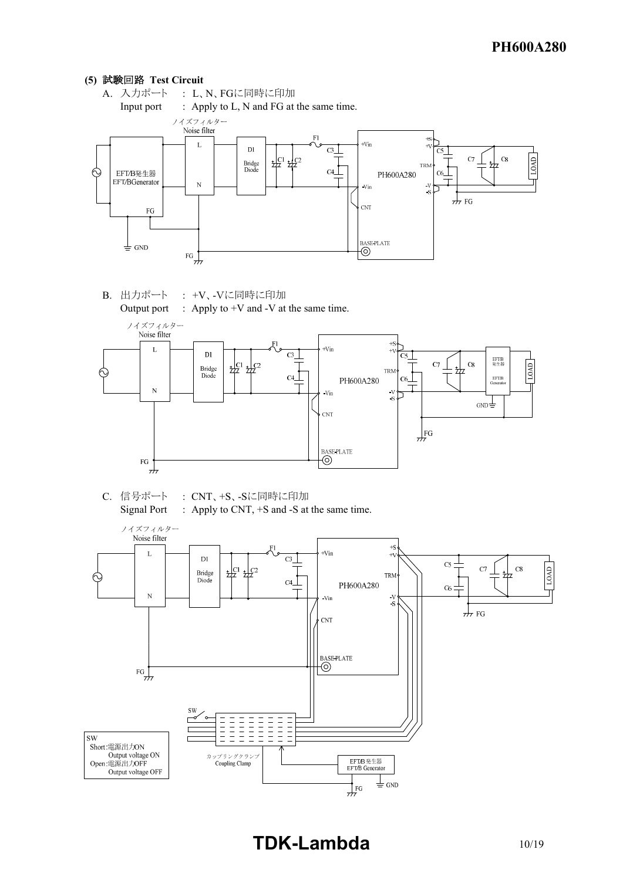**(5) 試験回路 Test Circuit**

A. 入力ポート　: L、N、FGに同時に印加

Input port　: Apply to L, N and FG at the same time.

B. 出力ポート　: +V、-Vに同時に印加

Output port　: Apply to +V and -V at the same time.

C. 信号ポート　: CNT、+S、-Sに同時に印加

Signal Port　: Apply to CNT, +S and -S at the same time.

SW

Short:電源出力ON
Output voltage ON

Open:電源出力OFF
Output voltage OFF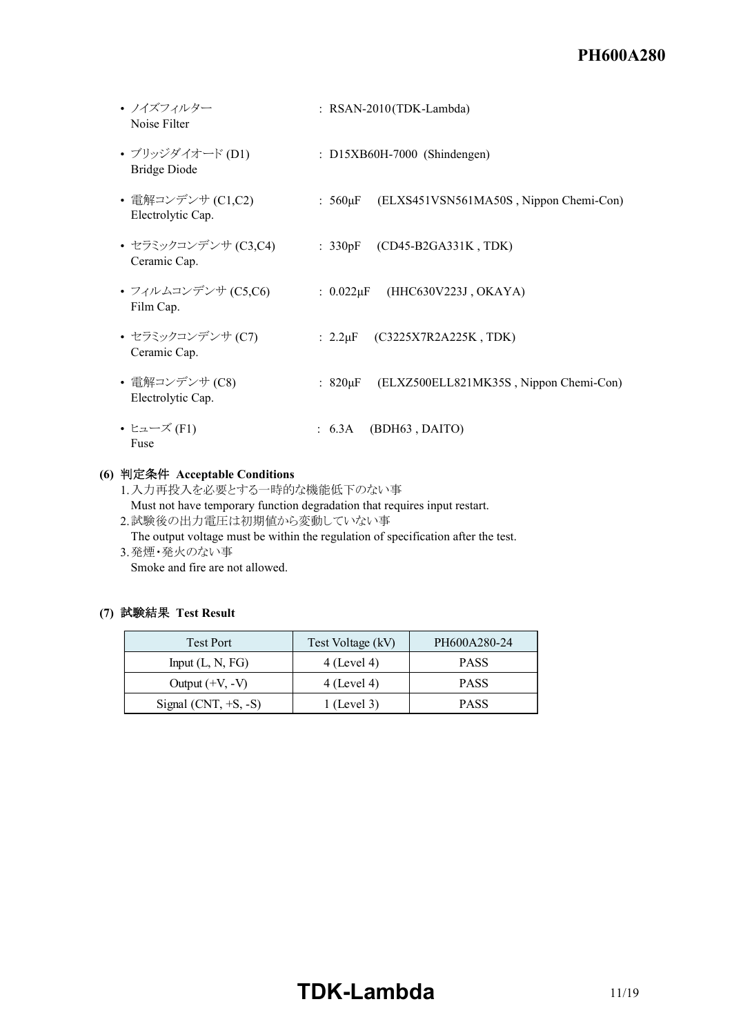- ノイズフィルター Noise Filter : RSAN-2010(TDK-Lambda)
- ブリッジダイオード (D1) Bridge Diode : D15XB60H-7000 (Shindengen)
- 電解コンデンサ (C1,C2) Electrolytic Cap. : 560μF (ELXS451VSN561MA50S , Nippon Chemi-Con)
- セラミックコンデンサ (C3,C4) Ceramic Cap. : 330pF (CD45-B2GA331K , TDK)
- フィルムコンデンサ (C5,C6) Film Cap. : 0.022μF (HHC630V223J , OKAYA)
- セラミックコンデンサ (C7) Ceramic Cap. : 2.2μF (C3225X7R2A225K , TDK)
- 電解コンデンサ (C8) Electrolytic Cap. : 820μF (ELXZ500ELL821MK35S , Nippon Chemi-Con)
- ヒューズ (F1) Fuse : 6.3A (BDH63 , DAITO)

**(6) 判定条件 Acceptable Conditions**

1. 入力再投入を必要とする一時的な機能低下のない事
   Must not have temporary function degradation that requires input restart.
2. 試験後の出力電圧は初期値から変動していない事
   The output voltage must be within the regulation of specification after the test.
3. 発煙・発火のない事
   Smoke and fire are not allowed.

**(7) 試験結果 Test Result**

| Test Port | Test Voltage (kV) | PH600A280-24 |
| --- | --- | --- |
| Input (L, N, FG) | 4 (Level 4) | PASS |
| Output (+V, -V) | 4 (Level 4) | PASS |
| Signal (CNT, +S, -S) | 1 (Level 3) | PASS |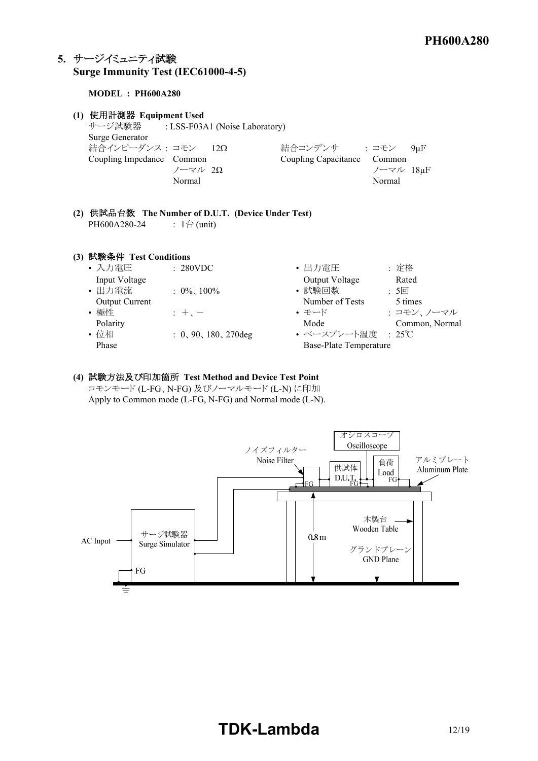## 5. サージイミュニティ試験 Surge Immunity Test (IEC61000-4-5)

**MODEL : PH600A280**

**(1) 使用計測器 Equipment Used**

サージ試験器 Surge Generator : LSS-F03A1 (Noise Laboratory)

結合インピーダンス Coupling Impedance : コモン Common 12Ω、ノーマル Normal 2Ω

結合コンデンサ Coupling Capacitance : コモン Common 9μF、ノーマル Normal 18μF

**(2) 供試品台数 The Number of D.U.T. (Device Under Test)**

PH600A280-24 : 1台 (unit)

**(3) 試験条件 Test Conditions**

- 入力電圧 Input Voltage : 280VDC
- 出力電流 Output Current : 0%、100%
- 極性 Polarity : +、−
- 位相 Phase : 0、90、180、270deg
- 出力電圧 Output Voltage : 定格 Rated
- 試験回数 Number of Tests : 5回 5 times
- モード Mode : コモン、ノーマル Common, Normal
- ベースプレート温度 Base-Plate Temperature : 25℃

**(4) 試験方法及び印加箇所 Test Method and Device Test Point**

コモンモード (L-FG、N-FG) 及びノーマルモード (L-N) に印加
Apply to Common mode (L-FG, N-FG) and Normal mode (L-N).

オシロスコープ Oscilloscope
ノイズフィルター Noise Filter
供試体 D.U.T.
負荷 Load
アルミプレート Aluminum Plate
FG
木製台 Wooden Table
0.8m
グランドプレーン GND Plane
サージ試験器 Surge Simulator
AC Input
FG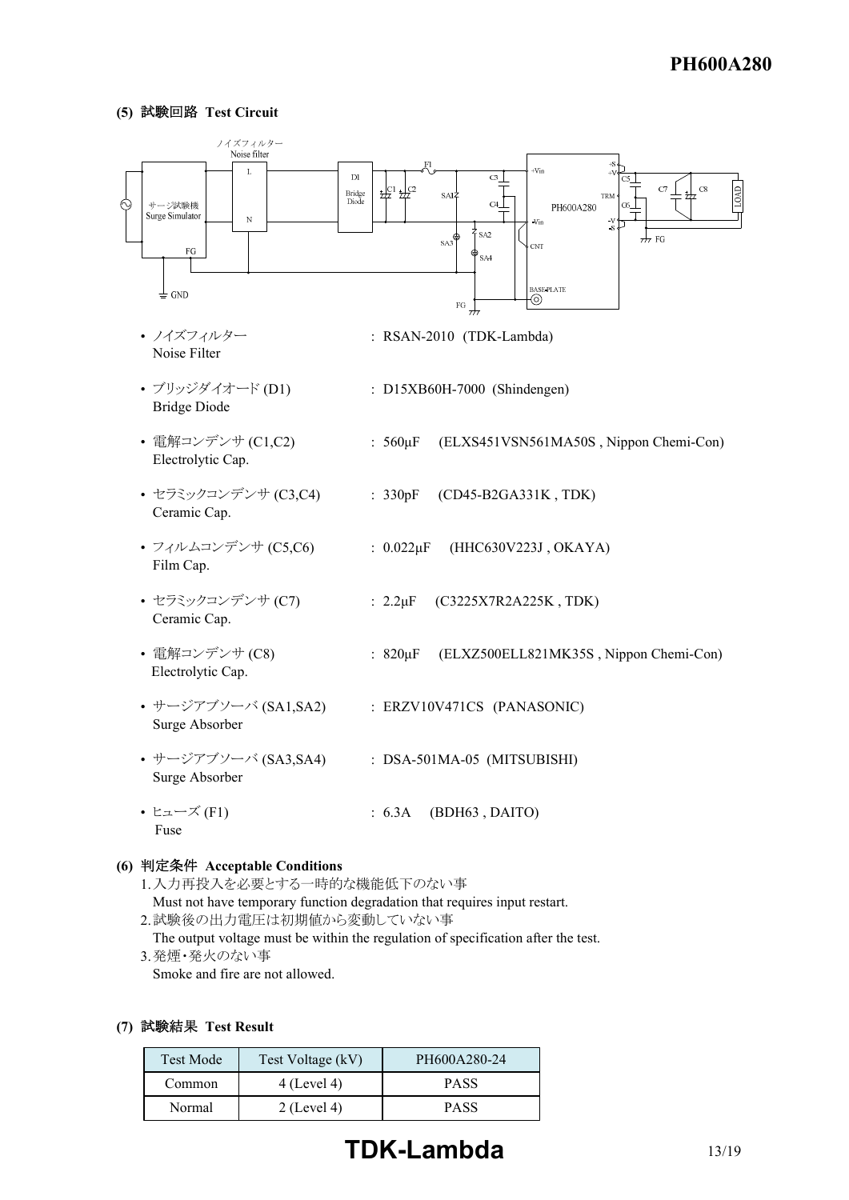### (5) 試験回路 Test Circuit

- ノイズフィルター
  Noise Filter : RSAN-2010 (TDK-Lambda)
- ブリッジダイオード (D1)
  Bridge Diode : D15XB60H-7000 (Shindengen)
- 電解コンデンサ (C1,C2)
  Electrolytic Cap. : 560μF (ELXS451VSN561MA50S , Nippon Chemi-Con)
- セラミックコンデンサ (C3,C4)
  Ceramic Cap. : 330pF (CD45-B2GA331K , TDK)
- フィルムコンデンサ (C5,C6)
  Film Cap. : 0.022μF (HHC630V223J , OKAYA)
- セラミックコンデンサ (C7)
  Ceramic Cap. : 2.2μF (C3225X7R2A225K , TDK)
- 電解コンデンサ (C8)
  Electrolytic Cap. : 820μF (ELXZ500ELL821MK35S , Nippon Chemi-Con)
- サージアブソーバ (SA1,SA2)
  Surge Absorber : ERZV10V471CS (PANASONIC)
- サージアブソーバ (SA3,SA4)
  Surge Absorber : DSA-501MA-05 (MITSUBISHI)
- ヒューズ (F1)
  Fuse : 6.3A (BDH63 , DAITO)

### (6) 判定条件 Acceptable Conditions

1. 入力再投入を必要とする一時的な機能低下のない事
   Must not have temporary function degradation that requires input restart.
2. 試験後の出力電圧は初期値から変動していない事
   The output voltage must be within the regulation of specification after the test.
3. 発煙・発火のない事
   Smoke and fire are not allowed.

### (7) 試験結果 Test Result

| Test Mode | Test Voltage (kV) | PH600A280-24 |
|---|---|---|
| Common | 4 (Level 4) | PASS |
| Normal | 2 (Level 4) | PASS |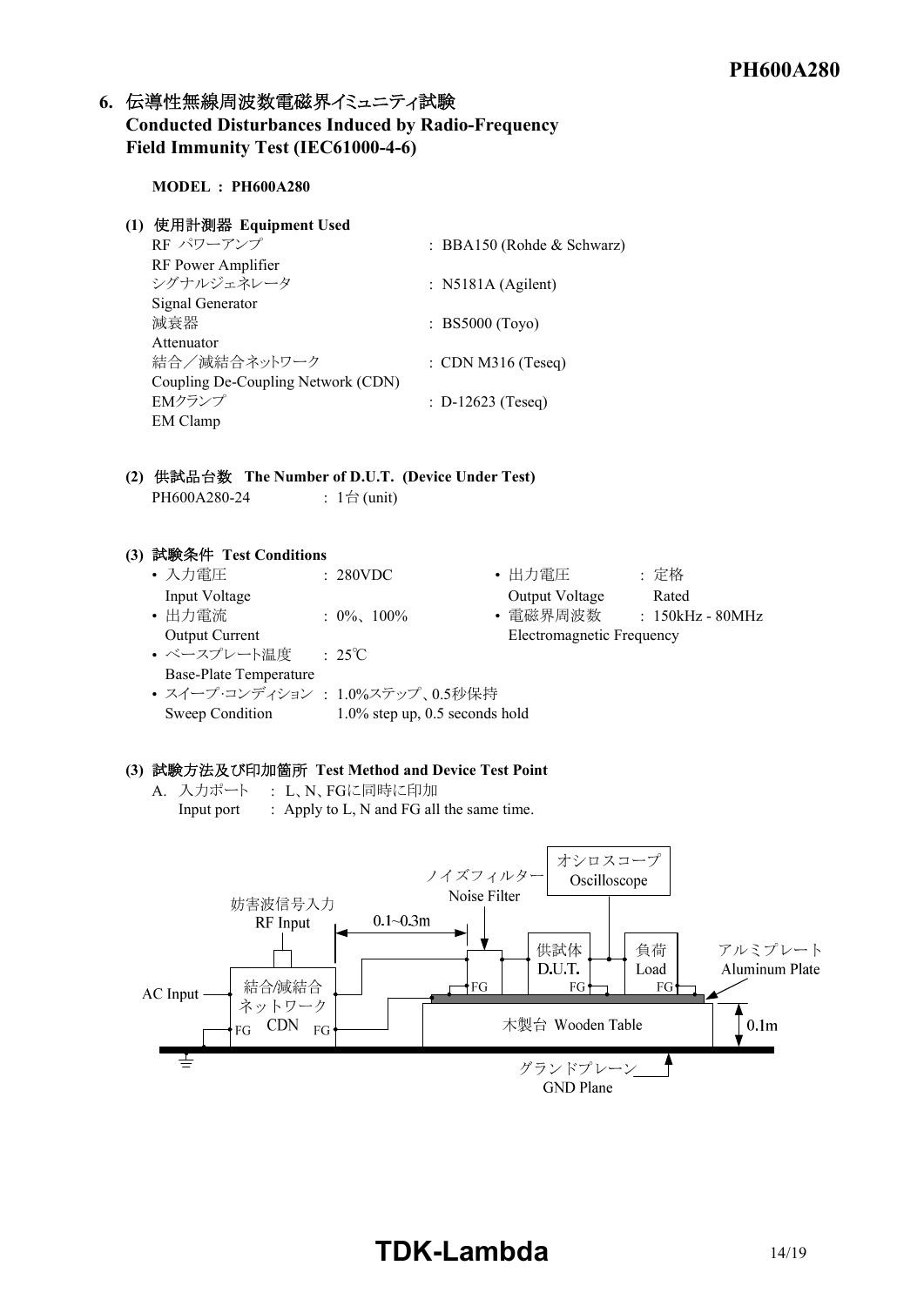## 6. 伝導性無線周波数電磁界イミュニティ試験 Conducted Disturbances Induced by Radio-Frequency Field Immunity Test (IEC61000-4-6)

**MODEL : PH600A280**

**(1) 使用計測器 Equipment Used**

| | |
|---|---|
| RF パワーアンプ<br>RF Power Amplifier | : BBA150 (Rohde & Schwarz) |
| シグナルジェネレータ<br>Signal Generator | : N5181A (Agilent) |
| 減衰器<br>Attenuator | : BS5000 (Toyo) |
| 結合／減結合ネットワーク<br>Coupling De-Coupling Network (CDN) | : CDN M316 (Teseq) |
| EMクランプ<br>EM Clamp | : D-12623 (Teseq) |

**(2) 供試品台数 The Number of D.U.T. (Device Under Test)**

PH600A280-24 : 1台 (unit)

**(3) 試験条件 Test Conditions**

- 入力電圧 Input Voltage : 280VDC
- 出力電圧 Output Voltage : 定格 Rated
- 出力電流 Output Current : 0%、100%
- 電磁界周波数 Electromagnetic Frequency : 150kHz - 80MHz
- ベースプレート温度 Base-Plate Temperature : 25℃
- スイープ･コンディション Sweep Condition : 1.0%ステップ、0.5秒保持 1.0% step up, 0.5 seconds hold

**(3) 試験方法及び印加箇所 Test Method and Device Test Point**

A. 入力ポート : L、N、FGに同時に印加
Input port : Apply to L, N and FG all the same time.

妨害波信号入力 RF Input　0.1~0.3m　ノイズフィルター Noise Filter　オシロスコープ Oscilloscope　AC Input　結合/減結合ネットワーク CDN　FG　供試体 D.U.T.　負荷 Load　アルミプレート Aluminum Plate　木製台 Wooden Table　0.1m　グランドプレーン GND Plane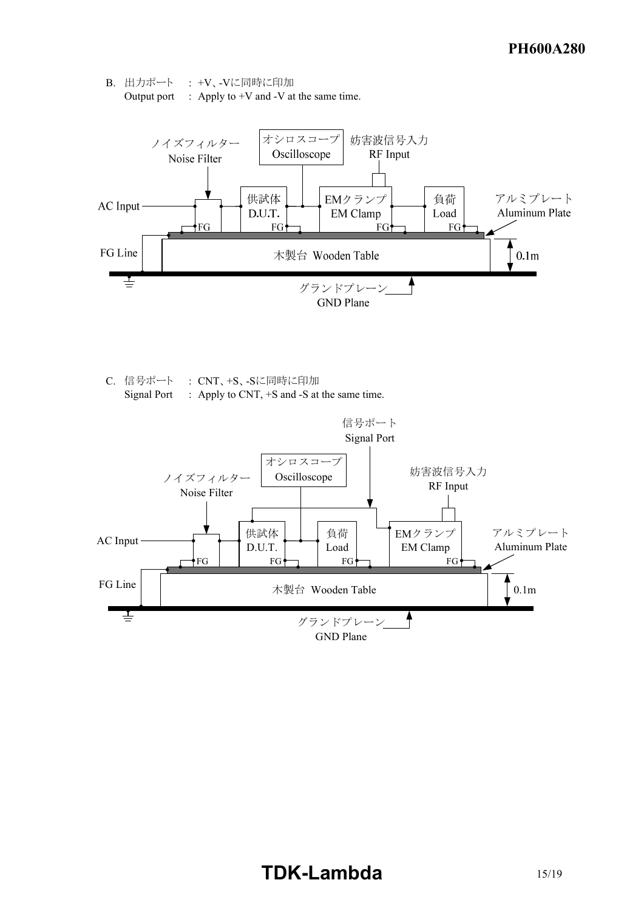B. 出力ポート　: +V、-Vに同時に印加
Output port　: Apply to +V and -V at the same time.

ノイズフィルター
Noise Filter

オシロスコープ
Oscilloscope

妨害波信号入力
RF Input

AC Input

供試体
D.U.T.

EMクランプ
EM Clamp

負荷
Load

アルミプレート
Aluminum Plate

FG

FG Line

木製台 Wooden Table

0.1m

グランドプレーン
GND Plane

C. 信号ポート　: CNT、+S、-Sに同時に印加
Signal Port　: Apply to CNT, +S and -S at the same time.

信号ポート
Signal Port

オシロスコープ
Oscilloscope

ノイズフィルター
Noise Filter

妨害波信号入力
RF Input

AC Input

供試体
D.U.T.

負荷
Load

EMクランプ
EM Clamp

アルミプレート
Aluminum Plate

FG

FG Line

木製台 Wooden Table

0.1m

グランドプレーン
GND Plane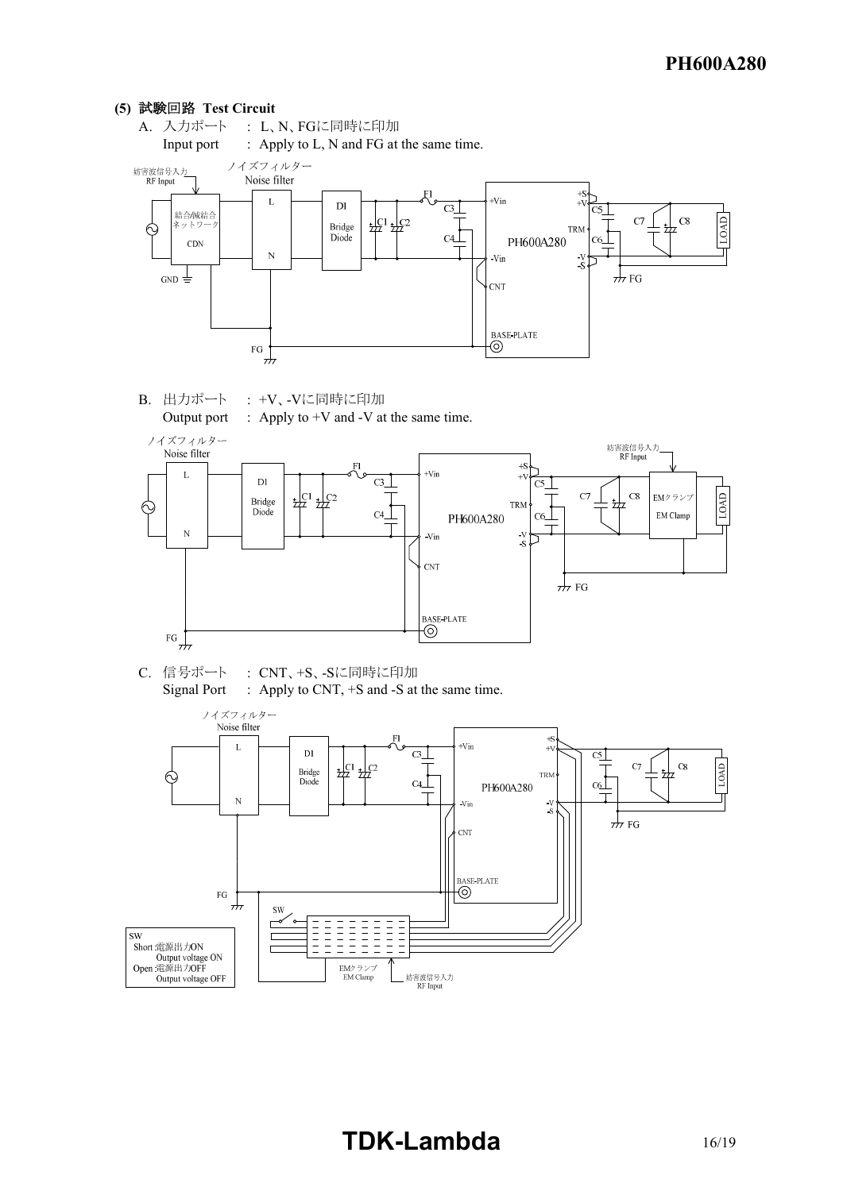## (5) 試験回路 Test Circuit

A. 入力ポート : L、N、FGに同時に印加

Input port : Apply to L, N and FG at the same time.

B. 出力ポート : +V、-Vに同時に印加

Output port : Apply to +V and -V at the same time.

C. 信号ポート : CNT、+S、-Sに同時に印加

Signal Port : Apply to CNT, +S and -S at the same time.

SW

Short :電源出力ON Output voltage ON

Open :電源出力OFF Output voltage OFF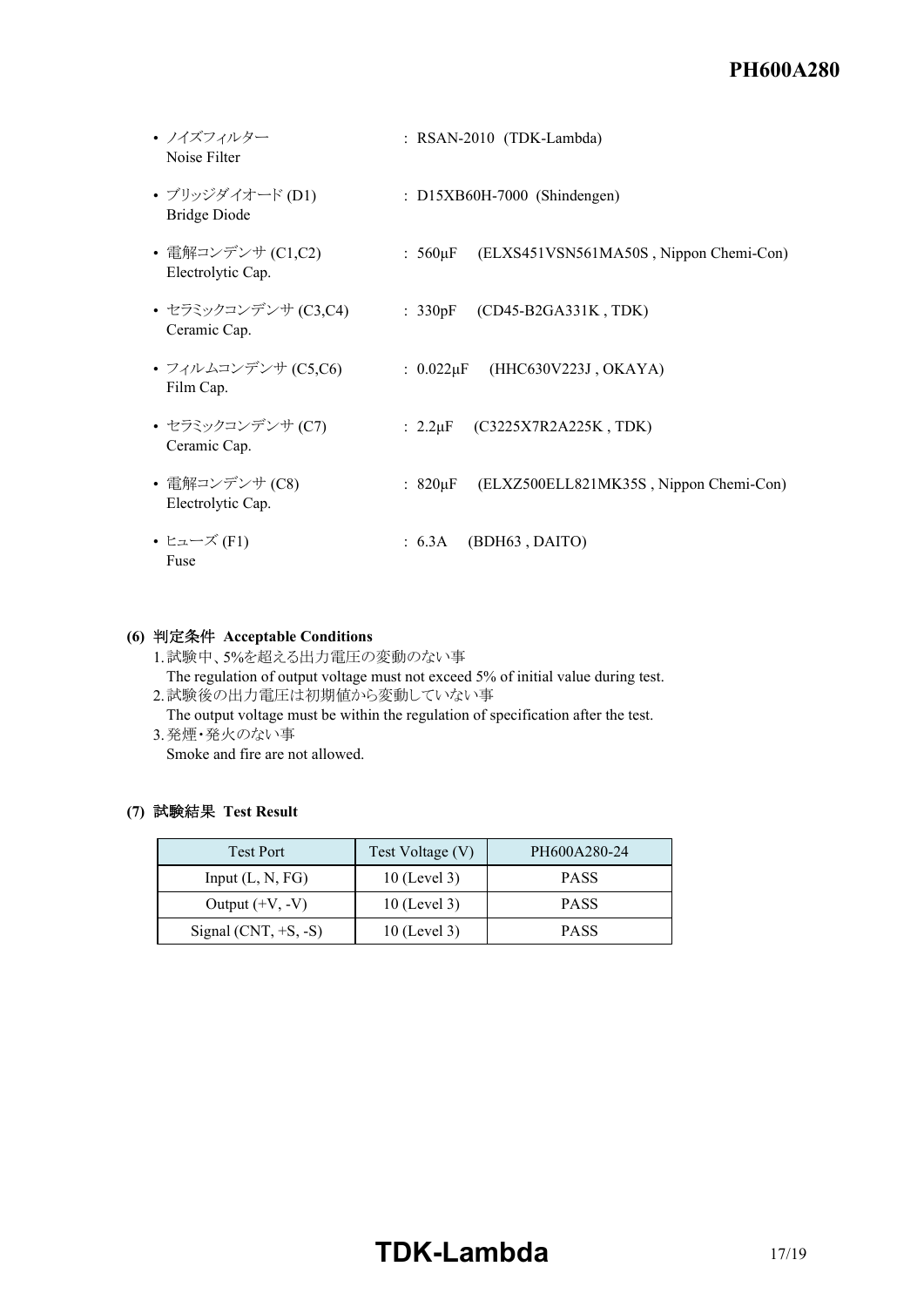- ノイズフィルター : RSAN-2010 (TDK-Lambda)
  Noise Filter

- ブリッジダイオード (D1) : D15XB60H-7000 (Shindengen)
  Bridge Diode

- 電解コンデンサ (C1,C2) : 560μF (ELXS451VSN561MA50S , Nippon Chemi-Con)
  Electrolytic Cap.

- セラミックコンデンサ (C3,C4) : 330pF (CD45-B2GA331K , TDK)
  Ceramic Cap.

- フィルムコンデンサ (C5,C6) : 0.022μF (HHC630V223J , OKAYA)
  Film Cap.

- セラミックコンデンサ (C7) : 2.2μF (C3225X7R2A225K , TDK)
  Ceramic Cap.

- 電解コンデンサ (C8) : 820μF (ELXZ500ELL821MK35S , Nippon Chemi-Con)
  Electrolytic Cap.

- ヒューズ (F1) : 6.3A (BDH63 , DAITO)
  Fuse

**(6) 判定条件 Acceptable Conditions**

1. 試験中、5%を超える出力電圧の変動のない事
   The regulation of output voltage must not exceed 5% of initial value during test.
2. 試験後の出力電圧は初期値から変動していない事
   The output voltage must be within the regulation of specification after the test.
3. 発煙・発火のない事
   Smoke and fire are not allowed.

**(7) 試験結果 Test Result**

| Test Port | Test Voltage (V) | PH600A280-24 |
|---|---|---|
| Input (L, N, FG) | 10 (Level 3) | PASS |
| Output (+V, -V) | 10 (Level 3) | PASS |
| Signal (CNT, +S, -S) | 10 (Level 3) | PASS |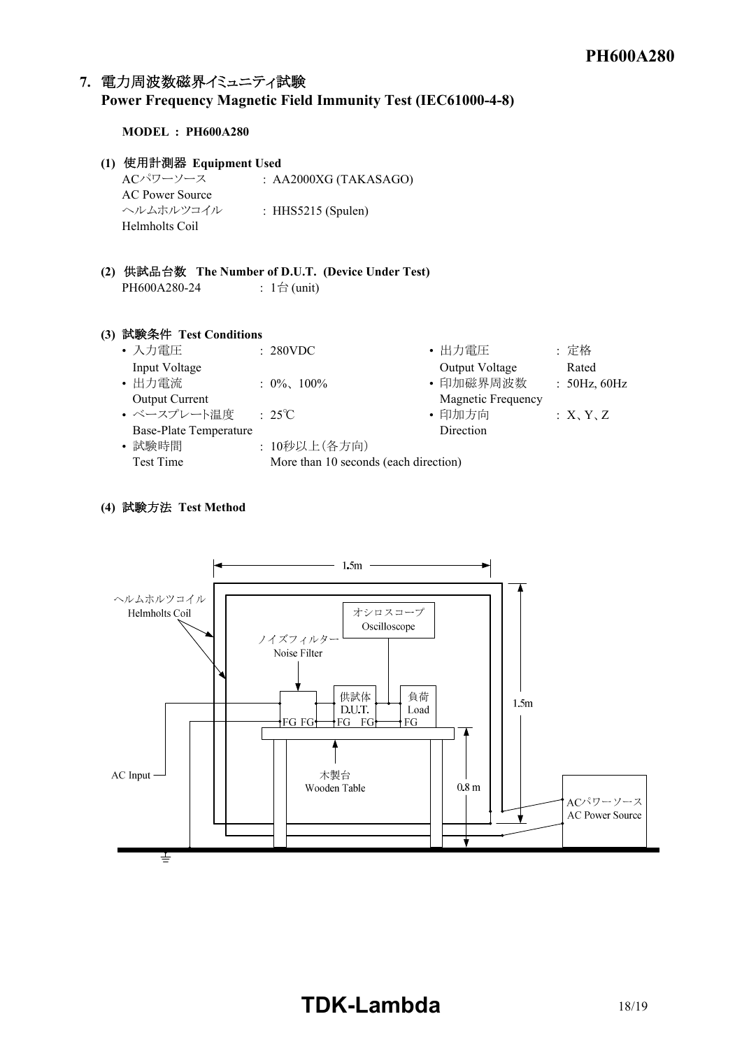## 7. 電力周波数磁界イミュニティ試験
## Power Frequency Magnetic Field Immunity Test (IEC61000-4-8)

**MODEL : PH600A280**

**(1) 使用計測器 Equipment Used**

| | |
|---|---|
| ACパワーソース AC Power Source | : AA2000XG (TAKASAGO) |
| ヘルムホルツコイル Helmholts Coil | : HHS5215 (Spulen) |

**(2) 供試品台数 The Number of D.U.T. (Device Under Test)**

PH600A280-24 : 1台 (unit)

**(3) 試験条件 Test Conditions**

- 入力電圧 Input Voltage : 280VDC
- 出力電流 Output Current : 0%、100%
- ベースプレート温度 Base-Plate Temperature : 25℃
- 試験時間 Test Time : 10秒以上（各方向） More than 10 seconds (each direction)
- 出力電圧 Output Voltage : 定格 Rated
- 印加磁界周波数 Magnetic Frequency : 50Hz, 60Hz
- 印加方向 Direction : X、Y、Z

**(4) 試験方法 Test Method**

ヘルムホルツコイル Helmholts Coil; 1.5m; 1.5m; オシロスコープ Oscilloscope; ノイズフィルター Noise Filter; 供試体 D.U.T.; 負荷 Load; FG FG; FG FG; FG; 木製台 Wooden Table; 0.8 m; AC Input; ACパワーソース AC Power Source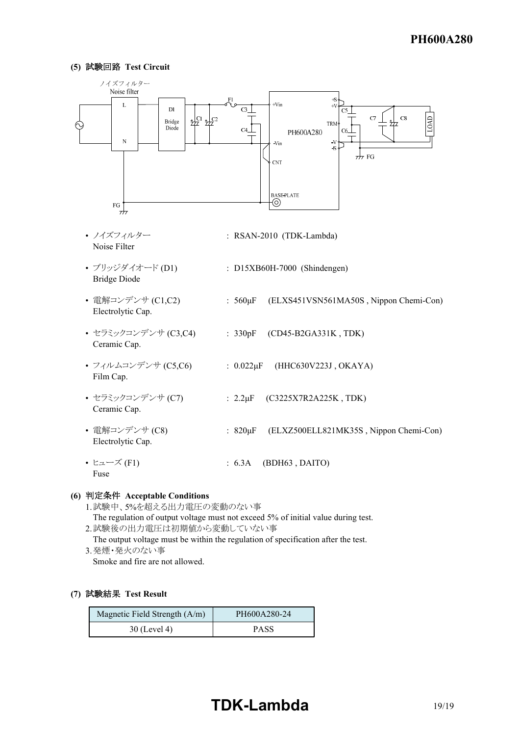**(5) 試験回路 Test Circuit**

ノイズフィルター
Noise filter
L
N
FG
D1
Bridge Diode
C1
C2
F1
C3
C4
+Vin
-Vin
CNT
BASE-PLATE
PH600A280
+S
+V
TRM
-V
-S
C5
C6
C7
C8
LOAD
FG

- ノイズフィルター Noise Filter : RSAN-2010 (TDK-Lambda)
- ブリッジダイオード (D1) Bridge Diode : D15XB60H-7000 (Shindengen)
- 電解コンデンサ (C1,C2) Electrolytic Cap. : 560μF (ELXS451VSN561MA50S , Nippon Chemi-Con)
- セラミックコンデンサ (C3,C4) Ceramic Cap. : 330pF (CD45-B2GA331K , TDK)
- フィルムコンデンサ (C5,C6) Film Cap. : 0.022μF (HHC630V223J , OKAYA)
- セラミックコンデンサ (C7) Ceramic Cap. : 2.2μF (C3225X7R2A225K , TDK)
- 電解コンデンサ (C8) Electrolytic Cap. : 820μF (ELXZ500ELL821MK35S , Nippon Chemi-Con)
- ヒューズ (F1) Fuse : 6.3A (BDH63 , DAITO)

**(6) 判定条件 Acceptable Conditions**

1. 試験中、5%を超える出力電圧の変動のない事
   The regulation of output voltage must not exceed 5% of initial value during test.
2. 試験後の出力電圧は初期値から変動していない事
   The output voltage must be within the regulation of specification after the test.
3. 発煙・発火のない事
   Smoke and fire are not allowed.

**(7) 試験結果 Test Result**

| Magnetic Field Strength (A/m) | PH600A280-24 |
|---|---|
| 30 (Level 4) | PASS |